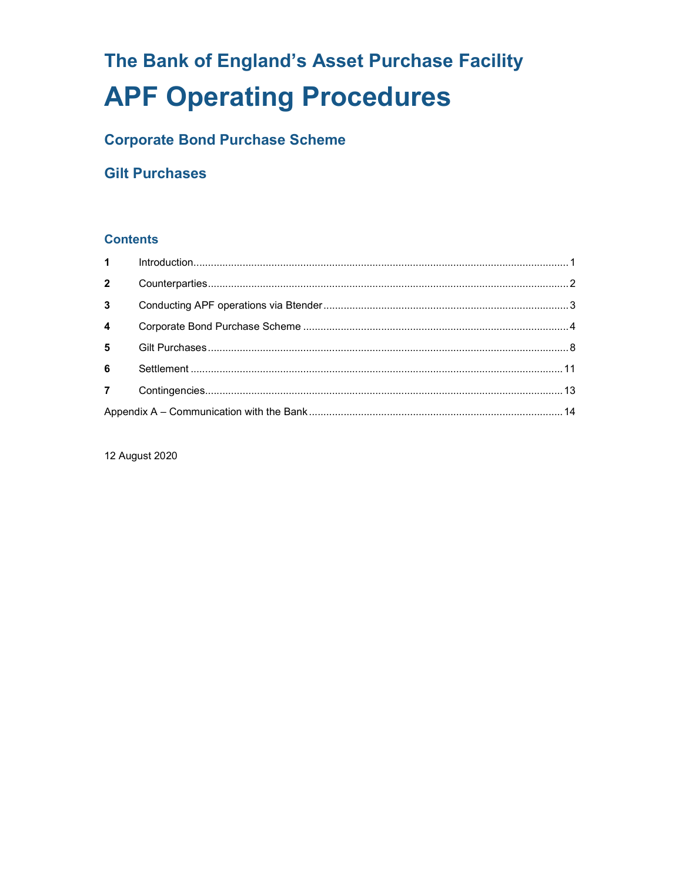## The Bank of England's Asset Purchase Facility

# APF Operating Procedures

### Corporate Bond Purchase Scheme

### Gilt Purchases

### Contents

| | | |
|---|---|---|
| **1** | Introduction | 1 |
| **2** | Counterparties | 2 |
| **3** | Conducting APF operations via Btender | 3 |
| **4** | Corporate Bond Purchase Scheme | 4 |
| **5** | Gilt Purchases | 8 |
| **6** | Settlement | 11 |
| **7** | Contingencies | 13 |
| | Appendix A – Communication with the Bank | 14 |

12 August 2020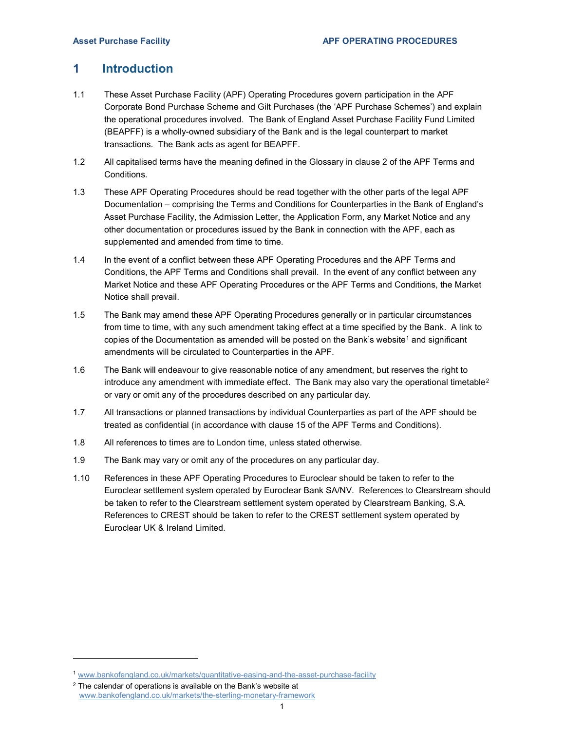# 1 Introduction

1.1 These Asset Purchase Facility (APF) Operating Procedures govern participation in the APF Corporate Bond Purchase Scheme and Gilt Purchases (the 'APF Purchase Schemes') and explain the operational procedures involved. The Bank of England Asset Purchase Facility Fund Limited (BEAPFF) is a wholly-owned subsidiary of the Bank and is the legal counterpart to market transactions. The Bank acts as agent for BEAPFF.

1.2 All capitalised terms have the meaning defined in the Glossary in clause 2 of the APF Terms and Conditions.

1.3 These APF Operating Procedures should be read together with the other parts of the legal APF Documentation – comprising the Terms and Conditions for Counterparties in the Bank of England's Asset Purchase Facility, the Admission Letter, the Application Form, any Market Notice and any other documentation or procedures issued by the Bank in connection with the APF, each as supplemented and amended from time to time.

1.4 In the event of a conflict between these APF Operating Procedures and the APF Terms and Conditions, the APF Terms and Conditions shall prevail. In the event of any conflict between any Market Notice and these APF Operating Procedures or the APF Terms and Conditions, the Market Notice shall prevail.

1.5 The Bank may amend these APF Operating Procedures generally or in particular circumstances from time to time, with any such amendment taking effect at a time specified by the Bank. A link to copies of the Documentation as amended will be posted on the Bank's website[1] and significant amendments will be circulated to Counterparties in the APF.

1.6 The Bank will endeavour to give reasonable notice of any amendment, but reserves the right to introduce any amendment with immediate effect. The Bank may also vary the operational timetable[2] or vary or omit any of the procedures described on any particular day.

1.7 All transactions or planned transactions by individual Counterparties as part of the APF should be treated as confidential (in accordance with clause 15 of the APF Terms and Conditions).

1.8 All references to times are to London time, unless stated otherwise.

1.9 The Bank may vary or omit any of the procedures on any particular day.

1.10 References in these APF Operating Procedures to Euroclear should be taken to refer to the Euroclear settlement system operated by Euroclear Bank SA/NV. References to Clearstream should be taken to refer to the Clearstream settlement system operated by Clearstream Banking, S.A. References to CREST should be taken to refer to the CREST settlement system operated by Euroclear UK & Ireland Limited.

---

[1] www.bankofengland.co.uk/markets/quantitative-easing-and-the-asset-purchase-facility

[2] The calendar of operations is available on the Bank's website at www.bankofengland.co.uk/markets/the-sterling-monetary-framework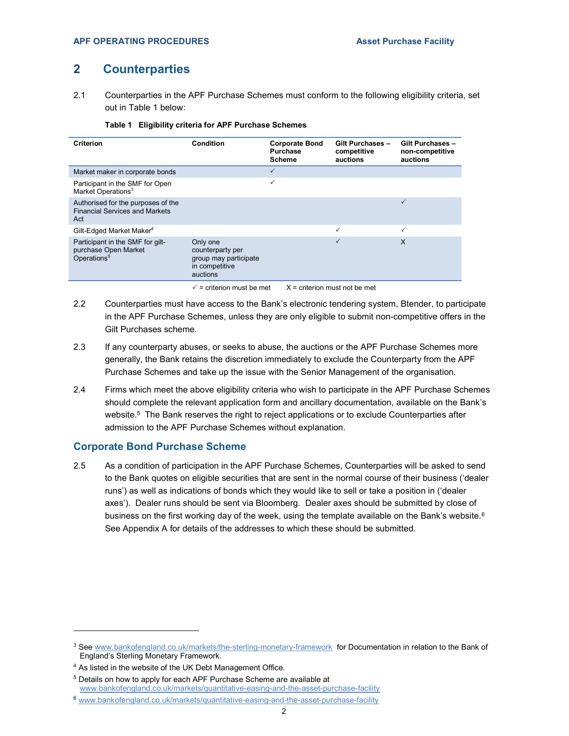## 2 Counterparties

2.1 Counterparties in the APF Purchase Schemes must conform to the following eligibility criteria, set out in Table 1 below:

**Table 1 Eligibility criteria for APF Purchase Schemes**

| Criterion | Condition | Corporate Bond Purchase Scheme | Gilt Purchases – competitive auctions | Gilt Purchases – non-competitive auctions |
|---|---|---|---|---|
| Market maker in corporate bonds | | ✓ | | |
| Participant in the SMF for Open Market Operations[3] | | ✓ | | |
| Authorised for the purposes of the Financial Services and Markets Act | | | | ✓ |
| Gilt-Edged Market Maker[4] | | | ✓ | ✓ |
| Participant in the SMF for gilt-purchase Open Market Operations[5] | Only one counterparty per group may participate in competitive auctions | | ✓ | X |

✓ = criterion must be met X = criterion must not be met

2.2 Counterparties must have access to the Bank's electronic tendering system, Btender, to participate in the APF Purchase Schemes, unless they are only eligible to submit non-competitive offers in the Gilt Purchases scheme.

2.3 If any counterparty abuses, or seeks to abuse, the auctions or the APF Purchase Schemes more generally, the Bank retains the discretion immediately to exclude the Counterparty from the APF Purchase Schemes and take up the issue with the Senior Management of the organisation.

2.4 Firms which meet the above eligibility criteria who wish to participate in the APF Purchase Schemes should complete the relevant application form and ancillary documentation, available on the Bank's website.[5] The Bank reserves the right to reject applications or to exclude Counterparties after admission to the APF Purchase Schemes without explanation.

### Corporate Bond Purchase Scheme

2.5 As a condition of participation in the APF Purchase Schemes, Counterparties will be asked to send to the Bank quotes on eligible securities that are sent in the normal course of their business ('dealer runs') as well as indications of bonds which they would like to sell or take a position in ('dealer axes'). Dealer runs should be sent via Bloomberg. Dealer axes should be submitted by close of business on the first working day of the week, using the template available on the Bank's website.[6] See Appendix A for details of the addresses to which these should be submitted.

---

[3] See www.bankofengland.co.uk/markets/the-sterling-monetary-framework for Documentation in relation to the Bank of England's Sterling Monetary Framework.

[4] As listed in the website of the UK Debt Management Office.

[5] Details on how to apply for each APF Purchase Scheme are available at www.bankofengland.co.uk/markets/quantitative-easing-and-the-asset-purchase-facility

[6] www.bankofengland.co.uk/markets/quantitative-easing-and-the-asset-purchase-facility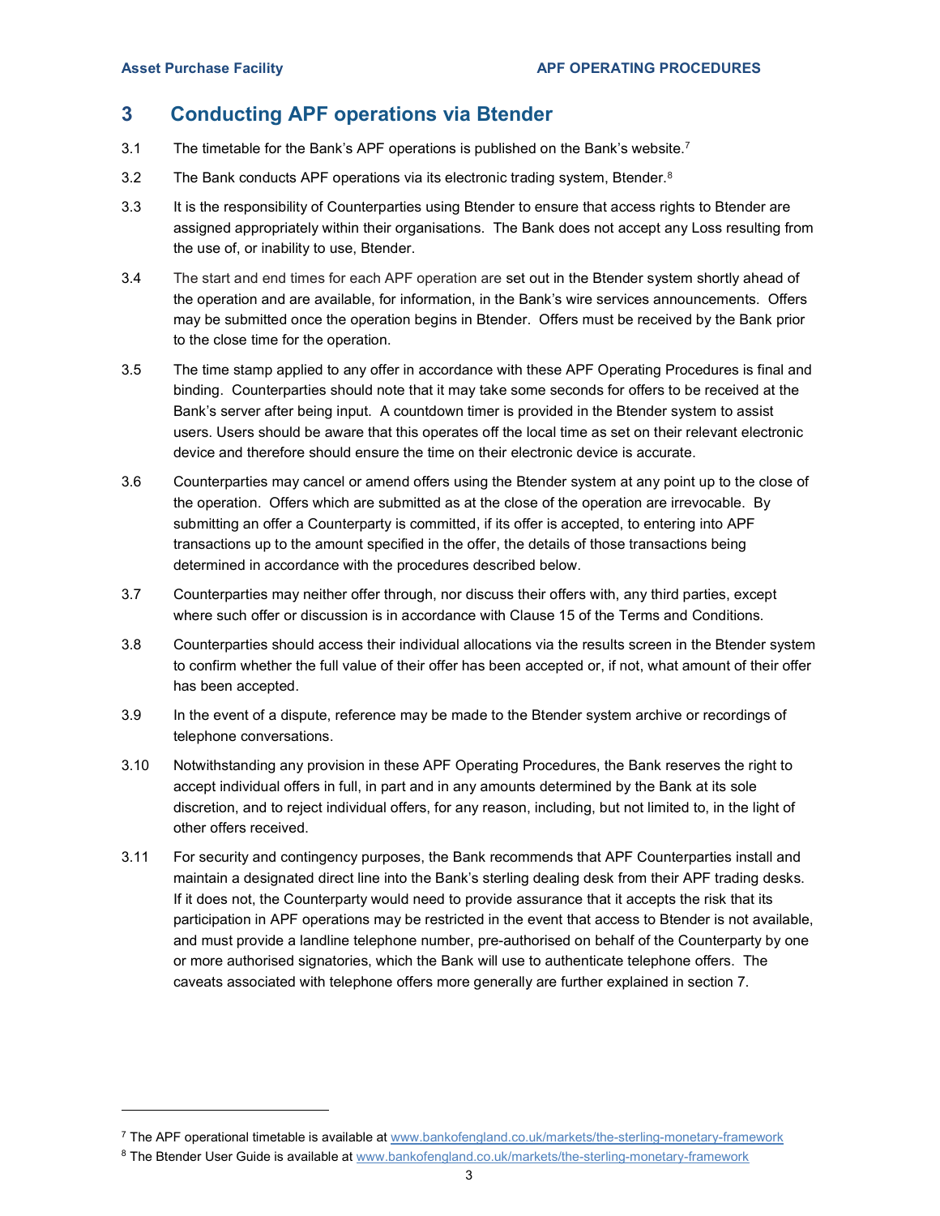## 3 Conducting APF operations via Btender

3.1 The timetable for the Bank's APF operations is published on the Bank's website.[7]

3.2 The Bank conducts APF operations via its electronic trading system, Btender.[8]

3.3 It is the responsibility of Counterparties using Btender to ensure that access rights to Btender are assigned appropriately within their organisations. The Bank does not accept any Loss resulting from the use of, or inability to use, Btender.

3.4 The start and end times for each APF operation are set out in the Btender system shortly ahead of the operation and are available, for information, in the Bank's wire services announcements. Offers may be submitted once the operation begins in Btender. Offers must be received by the Bank prior to the close time for the operation.

3.5 The time stamp applied to any offer in accordance with these APF Operating Procedures is final and binding. Counterparties should note that it may take some seconds for offers to be received at the Bank's server after being input. A countdown timer is provided in the Btender system to assist users. Users should be aware that this operates off the local time as set on their relevant electronic device and therefore should ensure the time on their electronic device is accurate.

3.6 Counterparties may cancel or amend offers using the Btender system at any point up to the close of the operation. Offers which are submitted as at the close of the operation are irrevocable. By submitting an offer a Counterparty is committed, if its offer is accepted, to entering into APF transactions up to the amount specified in the offer, the details of those transactions being determined in accordance with the procedures described below.

3.7 Counterparties may neither offer through, nor discuss their offers with, any third parties, except where such offer or discussion is in accordance with Clause 15 of the Terms and Conditions.

3.8 Counterparties should access their individual allocations via the results screen in the Btender system to confirm whether the full value of their offer has been accepted or, if not, what amount of their offer has been accepted.

3.9 In the event of a dispute, reference may be made to the Btender system archive or recordings of telephone conversations.

3.10 Notwithstanding any provision in these APF Operating Procedures, the Bank reserves the right to accept individual offers in full, in part and in any amounts determined by the Bank at its sole discretion, and to reject individual offers, for any reason, including, but not limited to, in the light of other offers received.

3.11 For security and contingency purposes, the Bank recommends that APF Counterparties install and maintain a designated direct line into the Bank's sterling dealing desk from their APF trading desks. If it does not, the Counterparty would need to provide assurance that it accepts the risk that its participation in APF operations may be restricted in the event that access to Btender is not available, and must provide a landline telephone number, pre-authorised on behalf of the Counterparty by one or more authorised signatories, which the Bank will use to authenticate telephone offers. The caveats associated with telephone offers more generally are further explained in section 7.

---

[7] The APF operational timetable is available at www.bankofengland.co.uk/markets/the-sterling-monetary-framework

[8] The Btender User Guide is available at www.bankofengland.co.uk/markets/the-sterling-monetary-framework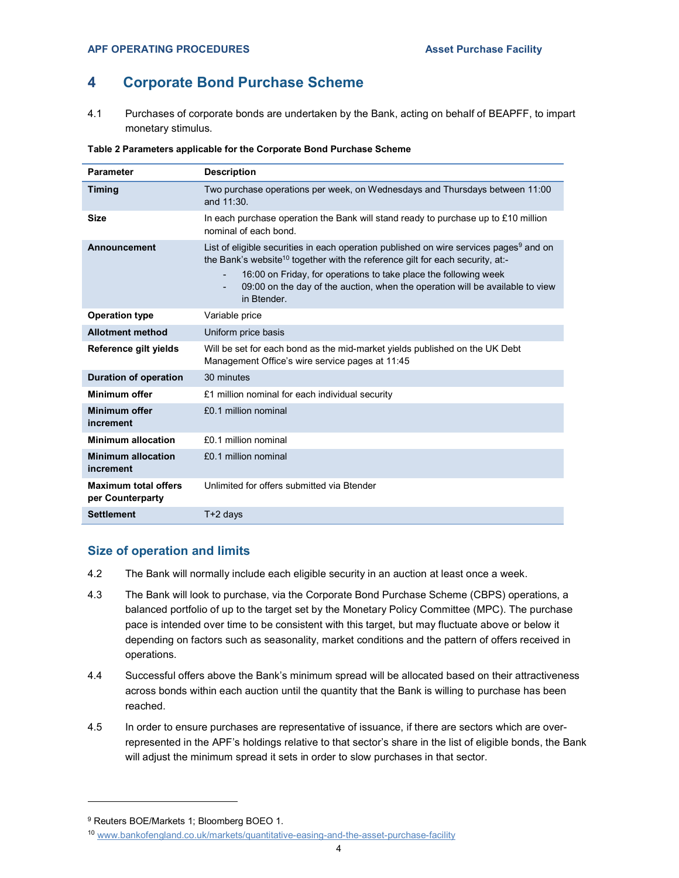# 4 Corporate Bond Purchase Scheme

4.1 Purchases of corporate bonds are undertaken by the Bank, acting on behalf of BEAPFF, to impart monetary stimulus.

**Table 2 Parameters applicable for the Corporate Bond Purchase Scheme**

| Parameter | Description |
|---|---|
| **Timing** | Two purchase operations per week, on Wednesdays and Thursdays between 11:00 and 11:30. |
| **Size** | In each purchase operation the Bank will stand ready to purchase up to £10 million nominal of each bond. |
| **Announcement** | List of eligible securities in each operation published on wire services pages[9] and on the Bank's website[10] together with the reference gilt for each security, at:- <br> - 16:00 on Friday, for operations to take place the following week <br> - 09:00 on the day of the auction, when the operation will be available to view in Btender. |
| **Operation type** | Variable price |
| **Allotment method** | Uniform price basis |
| **Reference gilt yields** | Will be set for each bond as the mid-market yields published on the UK Debt Management Office's wire service pages at 11:45 |
| **Duration of operation** | 30 minutes |
| **Minimum offer** | £1 million nominal for each individual security |
| **Minimum offer increment** | £0.1 million nominal |
| **Minimum allocation** | £0.1 million nominal |
| **Minimum allocation increment** | £0.1 million nominal |
| **Maximum total offers per Counterparty** | Unlimited for offers submitted via Btender |
| **Settlement** | T+2 days |

## Size of operation and limits

4.2 The Bank will normally include each eligible security in an auction at least once a week.

4.3 The Bank will look to purchase, via the Corporate Bond Purchase Scheme (CBPS) operations, a balanced portfolio of up to the target set by the Monetary Policy Committee (MPC). The purchase pace is intended over time to be consistent with this target, but may fluctuate above or below it depending on factors such as seasonality, market conditions and the pattern of offers received in operations.

4.4 Successful offers above the Bank's minimum spread will be allocated based on their attractiveness across bonds within each auction until the quantity that the Bank is willing to purchase has been reached.

4.5 In order to ensure purchases are representative of issuance, if there are sectors which are over-represented in the APF's holdings relative to that sector's share in the list of eligible bonds, the Bank will adjust the minimum spread it sets in order to slow purchases in that sector.

---

[9] Reuters BOE/Markets 1; Bloomberg BOEO 1.

[10] www.bankofengland.co.uk/markets/quantitative-easing-and-the-asset-purchase-facility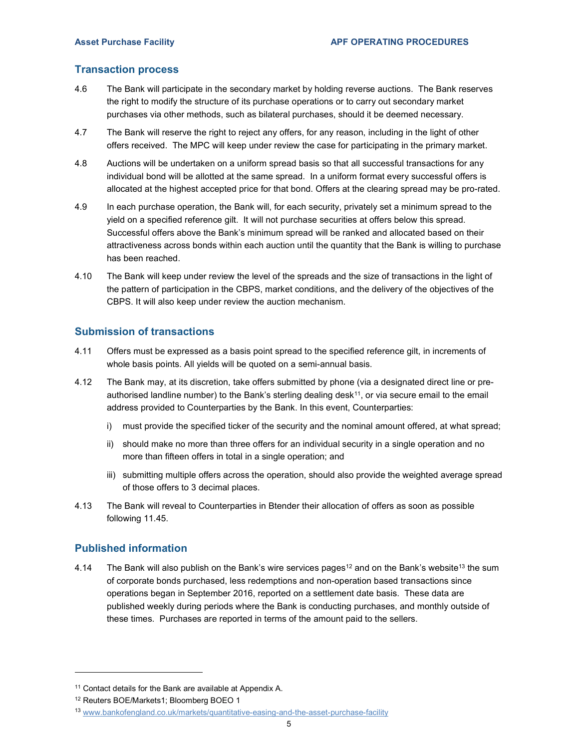## Transaction process

4.6 The Bank will participate in the secondary market by holding reverse auctions. The Bank reserves the right to modify the structure of its purchase operations or to carry out secondary market purchases via other methods, such as bilateral purchases, should it be deemed necessary.

4.7 The Bank will reserve the right to reject any offers, for any reason, including in the light of other offers received. The MPC will keep under review the case for participating in the primary market.

4.8 Auctions will be undertaken on a uniform spread basis so that all successful transactions for any individual bond will be allotted at the same spread. In a uniform format every successful offers is allocated at the highest accepted price for that bond. Offers at the clearing spread may be pro-rated.

4.9 In each purchase operation, the Bank will, for each security, privately set a minimum spread to the yield on a specified reference gilt. It will not purchase securities at offers below this spread. Successful offers above the Bank's minimum spread will be ranked and allocated based on their attractiveness across bonds within each auction until the quantity that the Bank is willing to purchase has been reached.

4.10 The Bank will keep under review the level of the spreads and the size of transactions in the light of the pattern of participation in the CBPS, market conditions, and the delivery of the objectives of the CBPS. It will also keep under review the auction mechanism.

## Submission of transactions

4.11 Offers must be expressed as a basis point spread to the specified reference gilt, in increments of whole basis points. All yields will be quoted on a semi-annual basis.

4.12 The Bank may, at its discretion, take offers submitted by phone (via a designated direct line or pre-authorised landline number) to the Bank's sterling dealing desk[11], or via secure email to the email address provided to Counterparties by the Bank. In this event, Counterparties:

i) must provide the specified ticker of the security and the nominal amount offered, at what spread;

ii) should make no more than three offers for an individual security in a single operation and no more than fifteen offers in total in a single operation; and

iii) submitting multiple offers across the operation, should also provide the weighted average spread of those offers to 3 decimal places.

4.13 The Bank will reveal to Counterparties in Btender their allocation of offers as soon as possible following 11.45.

## Published information

4.14 The Bank will also publish on the Bank's wire services pages[12] and on the Bank's website[13] the sum of corporate bonds purchased, less redemptions and non-operation based transactions since operations began in September 2016, reported on a settlement date basis. These data are published weekly during periods where the Bank is conducting purchases, and monthly outside of these times. Purchases are reported in terms of the amount paid to the sellers.

---

[11] Contact details for the Bank are available at Appendix A.

[12] Reuters BOE/Markets1; Bloomberg BOEO 1

[13] www.bankofengland.co.uk/markets/quantitative-easing-and-the-asset-purchase-facility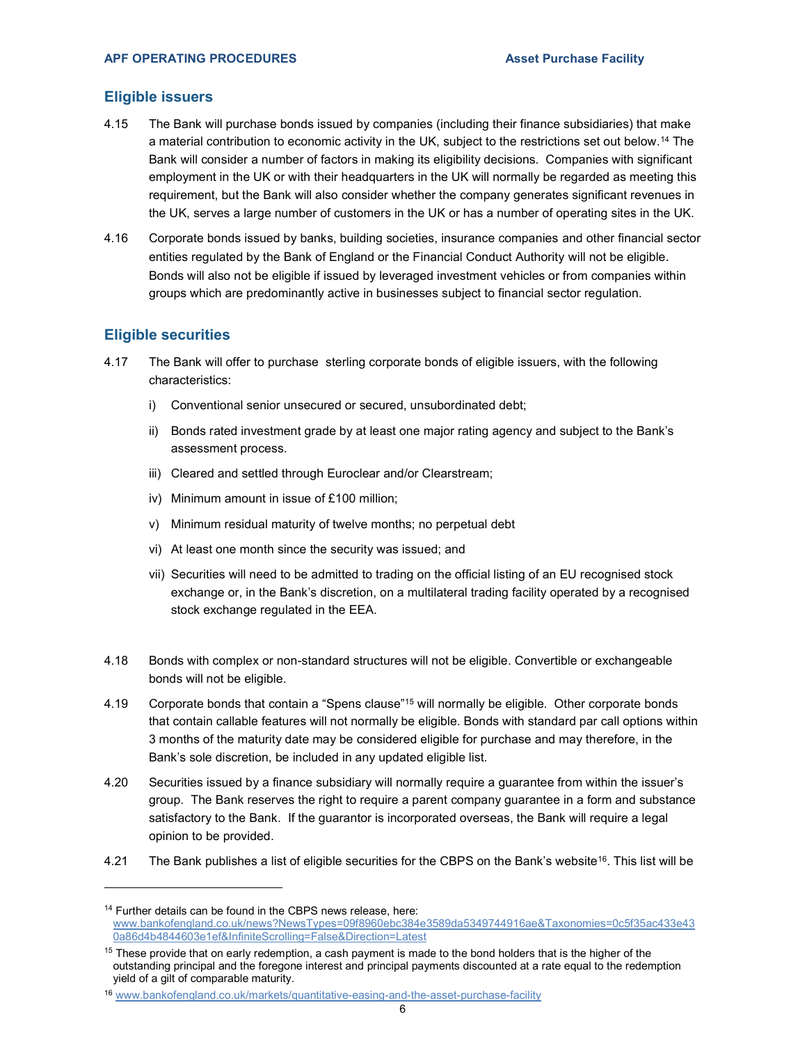## Eligible issuers

4.15 The Bank will purchase bonds issued by companies (including their finance subsidiaries) that make a material contribution to economic activity in the UK, subject to the restrictions set out below.[14] The Bank will consider a number of factors in making its eligibility decisions. Companies with significant employment in the UK or with their headquarters in the UK will normally be regarded as meeting this requirement, but the Bank will also consider whether the company generates significant revenues in the UK, serves a large number of customers in the UK or has a number of operating sites in the UK.

4.16 Corporate bonds issued by banks, building societies, insurance companies and other financial sector entities regulated by the Bank of England or the Financial Conduct Authority will not be eligible. Bonds will also not be eligible if issued by leveraged investment vehicles or from companies within groups which are predominantly active in businesses subject to financial sector regulation.

## Eligible securities

4.17 The Bank will offer to purchase sterling corporate bonds of eligible issuers, with the following characteristics:

i) Conventional senior unsecured or secured, unsubordinated debt;

ii) Bonds rated investment grade by at least one major rating agency and subject to the Bank's assessment process.

iii) Cleared and settled through Euroclear and/or Clearstream;

iv) Minimum amount in issue of £100 million;

v) Minimum residual maturity of twelve months; no perpetual debt

vi) At least one month since the security was issued; and

vii) Securities will need to be admitted to trading on the official listing of an EU recognised stock exchange or, in the Bank's discretion, on a multilateral trading facility operated by a recognised stock exchange regulated in the EEA.

4.18 Bonds with complex or non-standard structures will not be eligible. Convertible or exchangeable bonds will not be eligible.

4.19 Corporate bonds that contain a "Spens clause"[15] will normally be eligible. Other corporate bonds that contain callable features will not normally be eligible. Bonds with standard par call options within 3 months of the maturity date may be considered eligible for purchase and may therefore, in the Bank's sole discretion, be included in any updated eligible list.

4.20 Securities issued by a finance subsidiary will normally require a guarantee from within the issuer's group. The Bank reserves the right to require a parent company guarantee in a form and substance satisfactory to the Bank. If the guarantor is incorporated overseas, the Bank will require a legal opinion to be provided.

4.21 The Bank publishes a list of eligible securities for the CBPS on the Bank's website[16]. This list will be

---

[14] Further details can be found in the CBPS news release, here: www.bankofengland.co.uk/news?NewsTypes=09f8960ebc384e3589da5349744916ae&Taxonomies=0c5f35ac433e430a86d4b4844603e1ef&InfiniteScrolling=False&Direction=Latest

[15] These provide that on early redemption, a cash payment is made to the bond holders that is the higher of the outstanding principal and the foregone interest and principal payments discounted at a rate equal to the redemption yield of a gilt of comparable maturity.

[16] www.bankofengland.co.uk/markets/quantitative-easing-and-the-asset-purchase-facility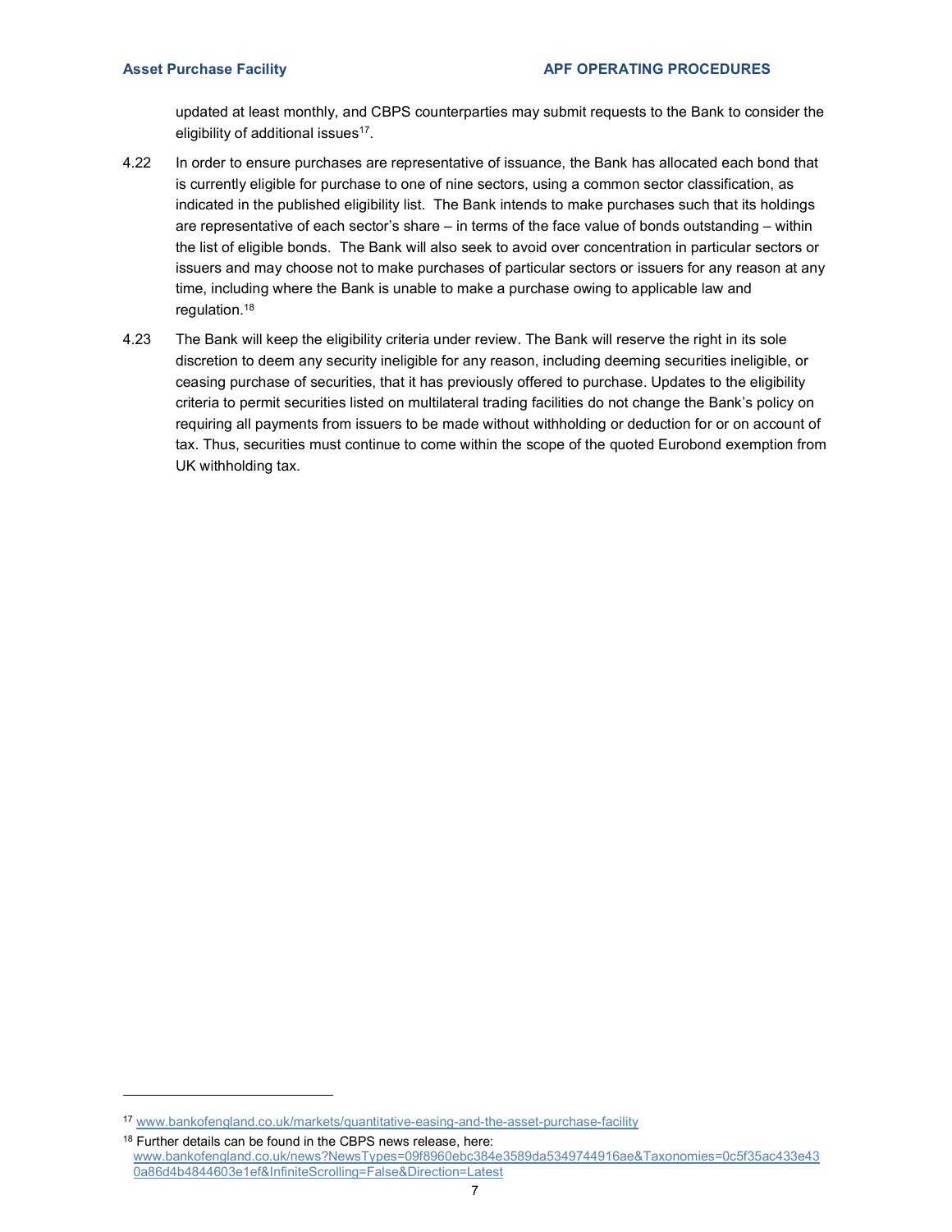updated at least monthly, and CBPS counterparties may submit requests to the Bank to consider the eligibility of additional issues[17].

4.22 In order to ensure purchases are representative of issuance, the Bank has allocated each bond that is currently eligible for purchase to one of nine sectors, using a common sector classification, as indicated in the published eligibility list. The Bank intends to make purchases such that its holdings are representative of each sector's share – in terms of the face value of bonds outstanding – within the list of eligible bonds. The Bank will also seek to avoid over concentration in particular sectors or issuers and may choose not to make purchases of particular sectors or issuers for any reason at any time, including where the Bank is unable to make a purchase owing to applicable law and regulation.[18]

4.23 The Bank will keep the eligibility criteria under review. The Bank will reserve the right in its sole discretion to deem any security ineligible for any reason, including deeming securities ineligible, or ceasing purchase of securities, that it has previously offered to purchase. Updates to the eligibility criteria to permit securities listed on multilateral trading facilities do not change the Bank's policy on requiring all payments from issuers to be made without withholding or deduction for or on account of tax. Thus, securities must continue to come within the scope of the quoted Eurobond exemption from UK withholding tax.

---

[17] www.bankofengland.co.uk/markets/quantitative-easing-and-the-asset-purchase-facility

[18] Further details can be found in the CBPS news release, here: www.bankofengland.co.uk/news?NewsTypes=09f8960ebc384e3589da5349744916ae&Taxonomies=0c5f35ac433e430a86d4b4844603e1ef&InfiniteScrolling=False&Direction=Latest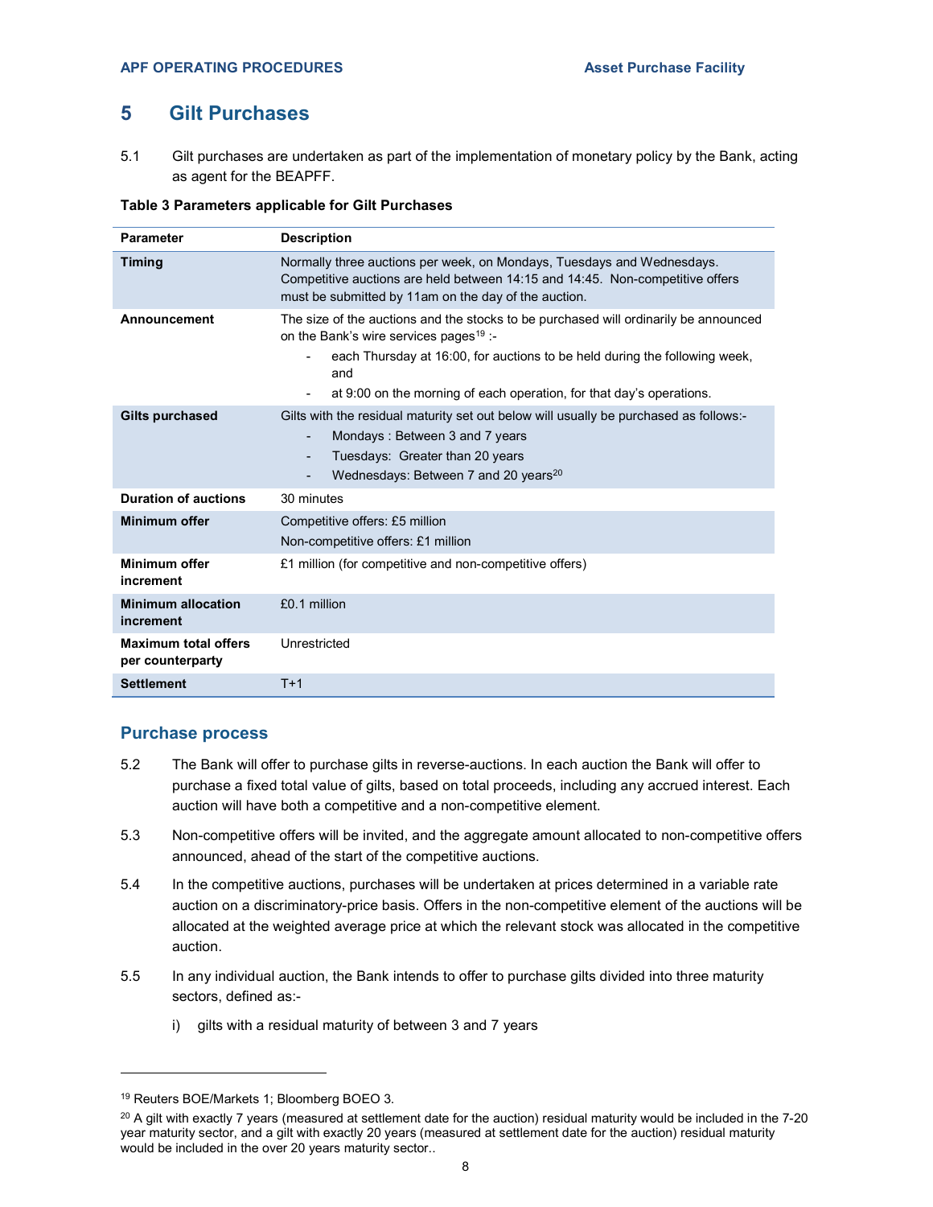## 5 Gilt Purchases

5.1 Gilt purchases are undertaken as part of the implementation of monetary policy by the Bank, acting as agent for the BEAPFF.

**Table 3 Parameters applicable for Gilt Purchases**

| Parameter | Description |
|---|---|
| **Timing** | Normally three auctions per week, on Mondays, Tuesdays and Wednesdays. Competitive auctions are held between 14:15 and 14:45. Non-competitive offers must be submitted by 11am on the day of the auction. |
| **Announcement** | The size of the auctions and the stocks to be purchased will ordinarily be announced on the Bank's wire services pages[19] :- <br> - each Thursday at 16:00, for auctions to be held during the following week, and <br> - at 9:00 on the morning of each operation, for that day's operations. |
| **Gilts purchased** | Gilts with the residual maturity set out below will usually be purchased as follows:- <br> - Mondays : Between 3 and 7 years <br> - Tuesdays: Greater than 20 years <br> - Wednesdays: Between 7 and 20 years[20] |
| **Duration of auctions** | 30 minutes |
| **Minimum offer** | Competitive offers: £5 million <br> Non-competitive offers: £1 million |
| **Minimum offer increment** | £1 million (for competitive and non-competitive offers) |
| **Minimum allocation increment** | £0.1 million |
| **Maximum total offers per counterparty** | Unrestricted |
| **Settlement** | T+1 |

### Purchase process

5.2 The Bank will offer to purchase gilts in reverse-auctions. In each auction the Bank will offer to purchase a fixed total value of gilts, based on total proceeds, including any accrued interest. Each auction will have both a competitive and a non-competitive element.

5.3 Non-competitive offers will be invited, and the aggregate amount allocated to non-competitive offers announced, ahead of the start of the competitive auctions.

5.4 In the competitive auctions, purchases will be undertaken at prices determined in a variable rate auction on a discriminatory-price basis. Offers in the non-competitive element of the auctions will be allocated at the weighted average price at which the relevant stock was allocated in the competitive auction.

5.5 In any individual auction, the Bank intends to offer to purchase gilts divided into three maturity sectors, defined as:-

i) gilts with a residual maturity of between 3 and 7 years

---

[19] Reuters BOE/Markets 1; Bloomberg BOEO 3.

[20] A gilt with exactly 7 years (measured at settlement date for the auction) residual maturity would be included in the 7-20 year maturity sector, and a gilt with exactly 20 years (measured at settlement date for the auction) residual maturity would be included in the over 20 years maturity sector..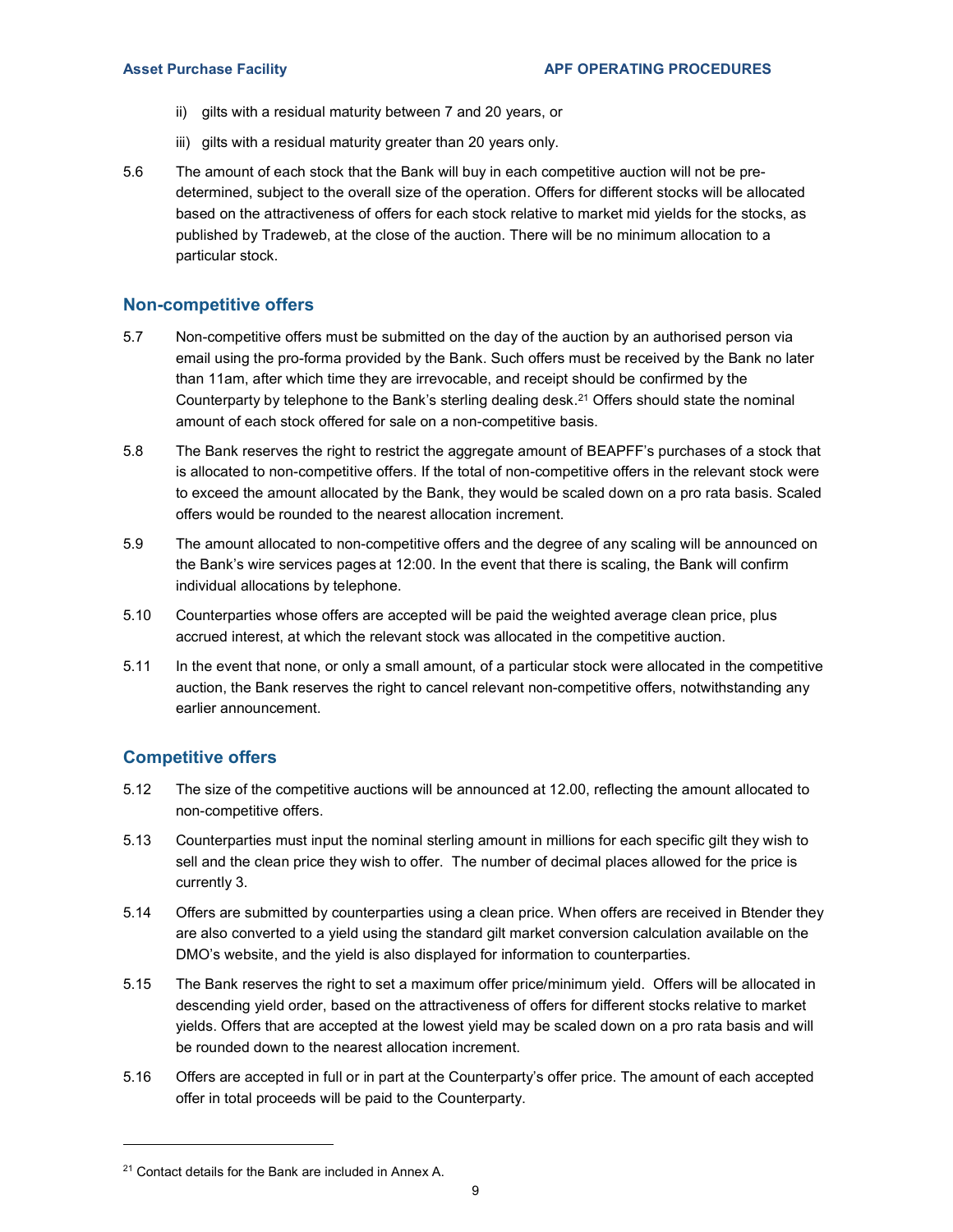ii) gilts with a residual maturity between 7 and 20 years, or

iii) gilts with a residual maturity greater than 20 years only.

5.6 The amount of each stock that the Bank will buy in each competitive auction will not be pre-determined, subject to the overall size of the operation. Offers for different stocks will be allocated based on the attractiveness of offers for each stock relative to market mid yields for the stocks, as published by Tradeweb, at the close of the auction. There will be no minimum allocation to a particular stock.

## Non-competitive offers

5.7 Non-competitive offers must be submitted on the day of the auction by an authorised person via email using the pro-forma provided by the Bank. Such offers must be received by the Bank no later than 11am, after which time they are irrevocable, and receipt should be confirmed by the Counterparty by telephone to the Bank's sterling dealing desk.[21] Offers should state the nominal amount of each stock offered for sale on a non-competitive basis.

5.8 The Bank reserves the right to restrict the aggregate amount of BEAPFF's purchases of a stock that is allocated to non-competitive offers. If the total of non-competitive offers in the relevant stock were to exceed the amount allocated by the Bank, they would be scaled down on a pro rata basis. Scaled offers would be rounded to the nearest allocation increment.

5.9 The amount allocated to non-competitive offers and the degree of any scaling will be announced on the Bank's wire services pages at 12:00. In the event that there is scaling, the Bank will confirm individual allocations by telephone.

5.10 Counterparties whose offers are accepted will be paid the weighted average clean price, plus accrued interest, at which the relevant stock was allocated in the competitive auction.

5.11 In the event that none, or only a small amount, of a particular stock were allocated in the competitive auction, the Bank reserves the right to cancel relevant non-competitive offers, notwithstanding any earlier announcement.

## Competitive offers

5.12 The size of the competitive auctions will be announced at 12.00, reflecting the amount allocated to non-competitive offers.

5.13 Counterparties must input the nominal sterling amount in millions for each specific gilt they wish to sell and the clean price they wish to offer. The number of decimal places allowed for the price is currently 3.

5.14 Offers are submitted by counterparties using a clean price. When offers are received in Btender they are also converted to a yield using the standard gilt market conversion calculation available on the DMO's website, and the yield is also displayed for information to counterparties.

5.15 The Bank reserves the right to set a maximum offer price/minimum yield. Offers will be allocated in descending yield order, based on the attractiveness of offers for different stocks relative to market yields. Offers that are accepted at the lowest yield may be scaled down on a pro rata basis and will be rounded down to the nearest allocation increment.

5.16 Offers are accepted in full or in part at the Counterparty's offer price. The amount of each accepted offer in total proceeds will be paid to the Counterparty.

---

[21] Contact details for the Bank are included in Annex A.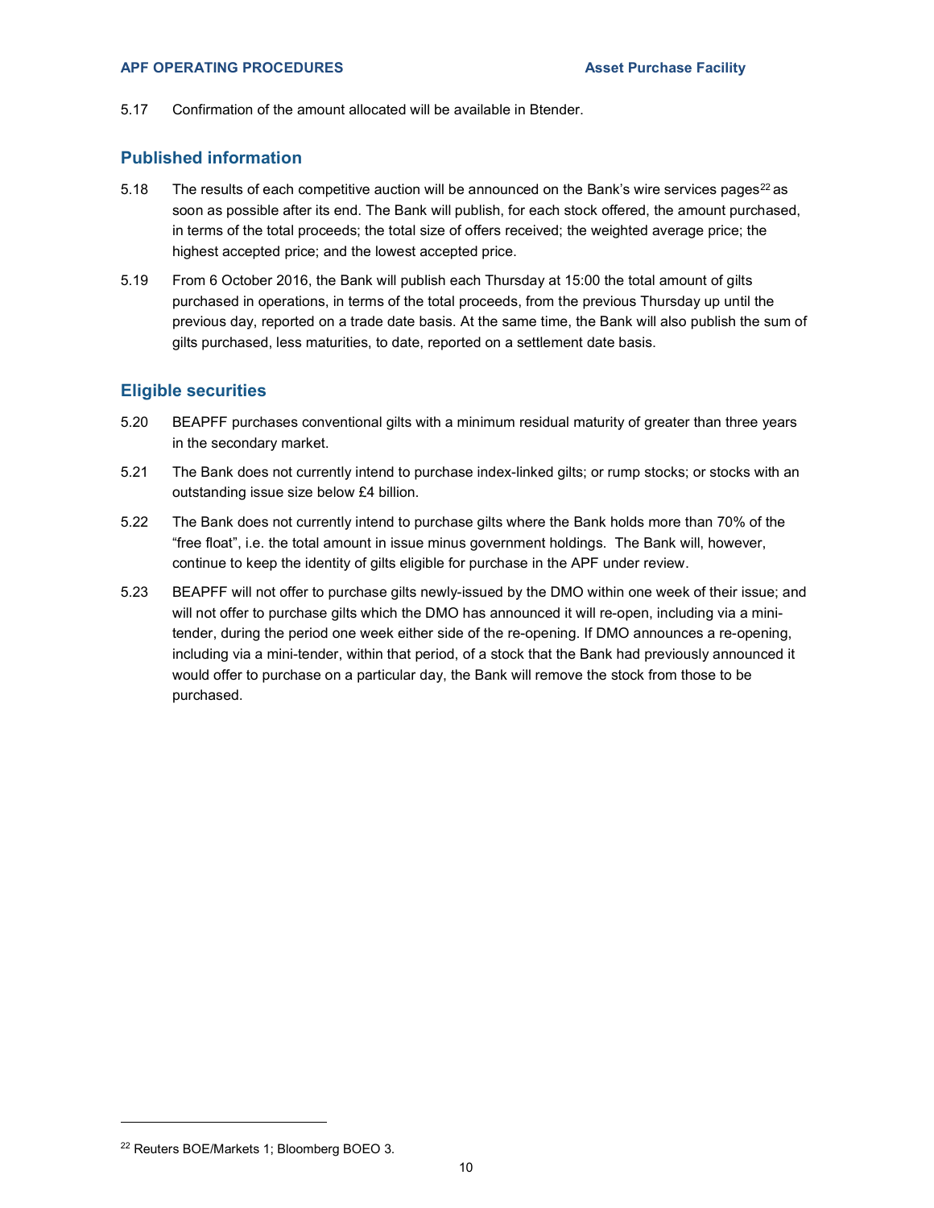5.17 Confirmation of the amount allocated will be available in Btender.

## Published information

5.18 The results of each competitive auction will be announced on the Bank's wire services pages[22] as soon as possible after its end. The Bank will publish, for each stock offered, the amount purchased, in terms of the total proceeds; the total size of offers received; the weighted average price; the highest accepted price; and the lowest accepted price.

5.19 From 6 October 2016, the Bank will publish each Thursday at 15:00 the total amount of gilts purchased in operations, in terms of the total proceeds, from the previous Thursday up until the previous day, reported on a trade date basis. At the same time, the Bank will also publish the sum of gilts purchased, less maturities, to date, reported on a settlement date basis.

## Eligible securities

5.20 BEAPFF purchases conventional gilts with a minimum residual maturity of greater than three years in the secondary market.

5.21 The Bank does not currently intend to purchase index-linked gilts; or rump stocks; or stocks with an outstanding issue size below £4 billion.

5.22 The Bank does not currently intend to purchase gilts where the Bank holds more than 70% of the "free float", i.e. the total amount in issue minus government holdings. The Bank will, however, continue to keep the identity of gilts eligible for purchase in the APF under review.

5.23 BEAPFF will not offer to purchase gilts newly-issued by the DMO within one week of their issue; and will not offer to purchase gilts which the DMO has announced it will re-open, including via a mini-tender, during the period one week either side of the re-opening. If DMO announces a re-opening, including via a mini-tender, within that period, of a stock that the Bank had previously announced it would offer to purchase on a particular day, the Bank will remove the stock from those to be purchased.

[22] Reuters BOE/Markets 1; Bloomberg BOEO 3.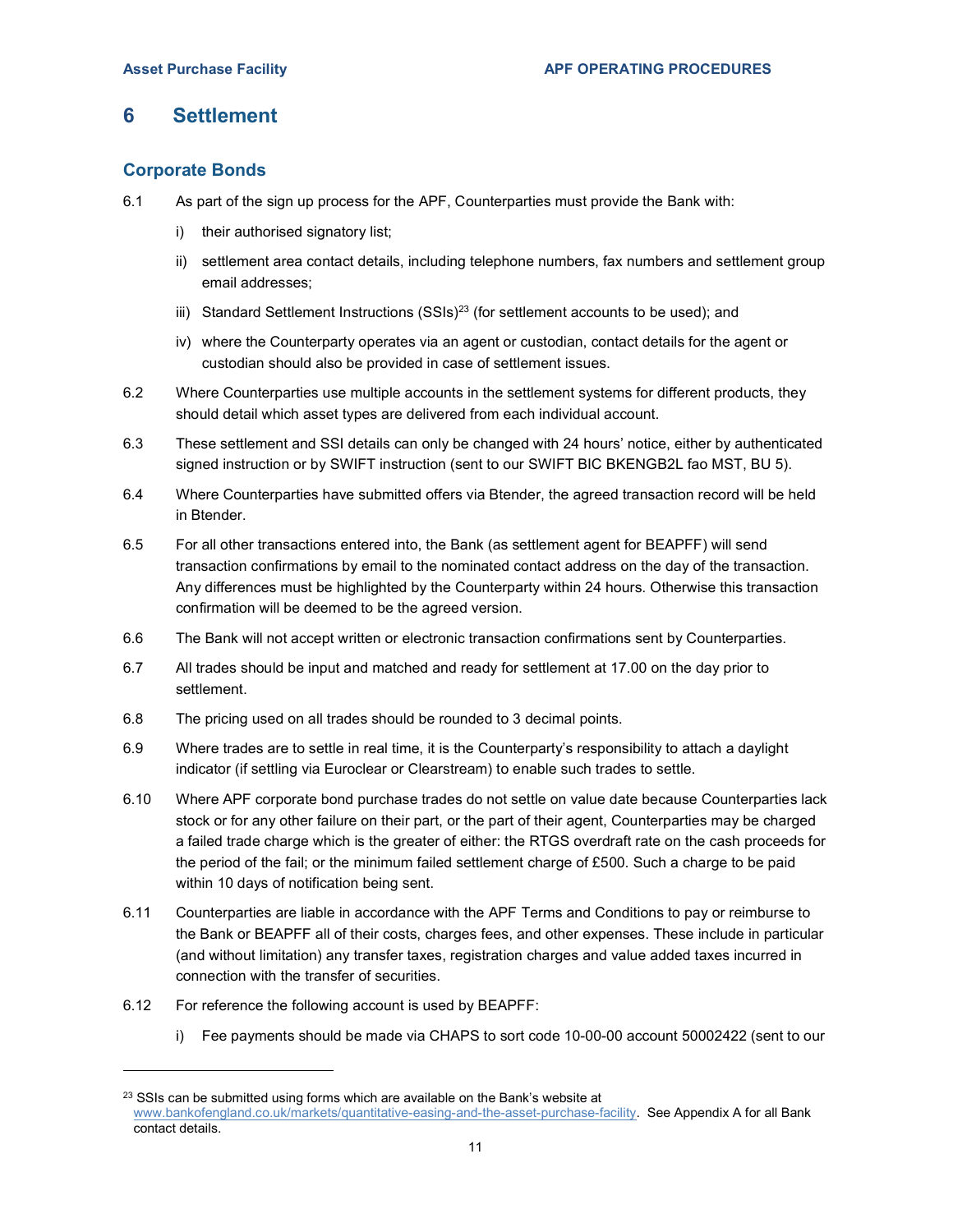# 6 Settlement

## Corporate Bonds

6.1 As part of the sign up process for the APF, Counterparties must provide the Bank with:

i) their authorised signatory list;

ii) settlement area contact details, including telephone numbers, fax numbers and settlement group email addresses;

iii) Standard Settlement Instructions (SSIs)[23] (for settlement accounts to be used); and

iv) where the Counterparty operates via an agent or custodian, contact details for the agent or custodian should also be provided in case of settlement issues.

6.2 Where Counterparties use multiple accounts in the settlement systems for different products, they should detail which asset types are delivered from each individual account.

6.3 These settlement and SSI details can only be changed with 24 hours' notice, either by authenticated signed instruction or by SWIFT instruction (sent to our SWIFT BIC BKENGB2L fao MST, BU 5).

6.4 Where Counterparties have submitted offers via Btender, the agreed transaction record will be held in Btender.

6.5 For all other transactions entered into, the Bank (as settlement agent for BEAPFF) will send transaction confirmations by email to the nominated contact address on the day of the transaction. Any differences must be highlighted by the Counterparty within 24 hours. Otherwise this transaction confirmation will be deemed to be the agreed version.

6.6 The Bank will not accept written or electronic transaction confirmations sent by Counterparties.

6.7 All trades should be input and matched and ready for settlement at 17.00 on the day prior to settlement.

6.8 The pricing used on all trades should be rounded to 3 decimal points.

6.9 Where trades are to settle in real time, it is the Counterparty's responsibility to attach a daylight indicator (if settling via Euroclear or Clearstream) to enable such trades to settle.

6.10 Where APF corporate bond purchase trades do not settle on value date because Counterparties lack stock or for any other failure on their part, or the part of their agent, Counterparties may be charged a failed trade charge which is the greater of either: the RTGS overdraft rate on the cash proceeds for the period of the fail; or the minimum failed settlement charge of £500. Such a charge to be paid within 10 days of notification being sent.

6.11 Counterparties are liable in accordance with the APF Terms and Conditions to pay or reimburse to the Bank or BEAPFF all of their costs, charges fees, and other expenses. These include in particular (and without limitation) any transfer taxes, registration charges and value added taxes incurred in connection with the transfer of securities.

6.12 For reference the following account is used by BEAPFF:

i) Fee payments should be made via CHAPS to sort code 10-00-00 account 50002422 (sent to our

---

[23] SSIs can be submitted using forms which are available on the Bank's website at www.bankofengland.co.uk/markets/quantitative-easing-and-the-asset-purchase-facility. See Appendix A for all Bank contact details.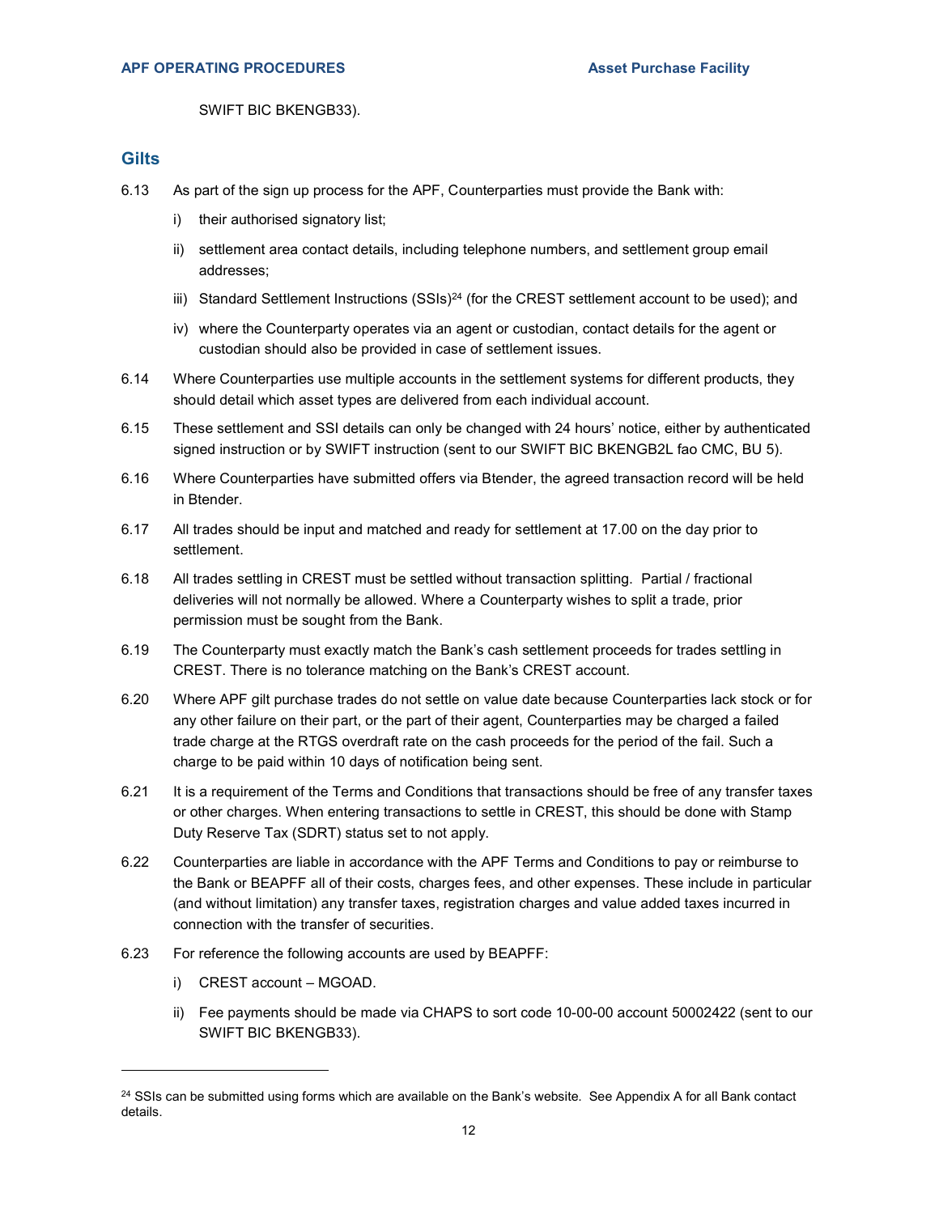SWIFT BIC BKENGB33).

## Gilts

6.13 As part of the sign up process for the APF, Counterparties must provide the Bank with:

i) their authorised signatory list;

ii) settlement area contact details, including telephone numbers, and settlement group email addresses;

iii) Standard Settlement Instructions (SSIs)[24] (for the CREST settlement account to be used); and

iv) where the Counterparty operates via an agent or custodian, contact details for the agent or custodian should also be provided in case of settlement issues.

6.14 Where Counterparties use multiple accounts in the settlement systems for different products, they should detail which asset types are delivered from each individual account.

6.15 These settlement and SSI details can only be changed with 24 hours' notice, either by authenticated signed instruction or by SWIFT instruction (sent to our SWIFT BIC BKENGB2L fao CMC, BU 5).

6.16 Where Counterparties have submitted offers via Btender, the agreed transaction record will be held in Btender.

6.17 All trades should be input and matched and ready for settlement at 17.00 on the day prior to settlement.

6.18 All trades settling in CREST must be settled without transaction splitting. Partial / fractional deliveries will not normally be allowed. Where a Counterparty wishes to split a trade, prior permission must be sought from the Bank.

6.19 The Counterparty must exactly match the Bank's cash settlement proceeds for trades settling in CREST. There is no tolerance matching on the Bank's CREST account.

6.20 Where APF gilt purchase trades do not settle on value date because Counterparties lack stock or for any other failure on their part, or the part of their agent, Counterparties may be charged a failed trade charge at the RTGS overdraft rate on the cash proceeds for the period of the fail. Such a charge to be paid within 10 days of notification being sent.

6.21 It is a requirement of the Terms and Conditions that transactions should be free of any transfer taxes or other charges. When entering transactions to settle in CREST, this should be done with Stamp Duty Reserve Tax (SDRT) status set to not apply.

6.22 Counterparties are liable in accordance with the APF Terms and Conditions to pay or reimburse to the Bank or BEAPFF all of their costs, charges fees, and other expenses. These include in particular (and without limitation) any transfer taxes, registration charges and value added taxes incurred in connection with the transfer of securities.

6.23 For reference the following accounts are used by BEAPFF:

i) CREST account – MGOAD.

ii) Fee payments should be made via CHAPS to sort code 10-00-00 account 50002422 (sent to our SWIFT BIC BKENGB33).

---

[24] SSIs can be submitted using forms which are available on the Bank's website. See Appendix A for all Bank contact details.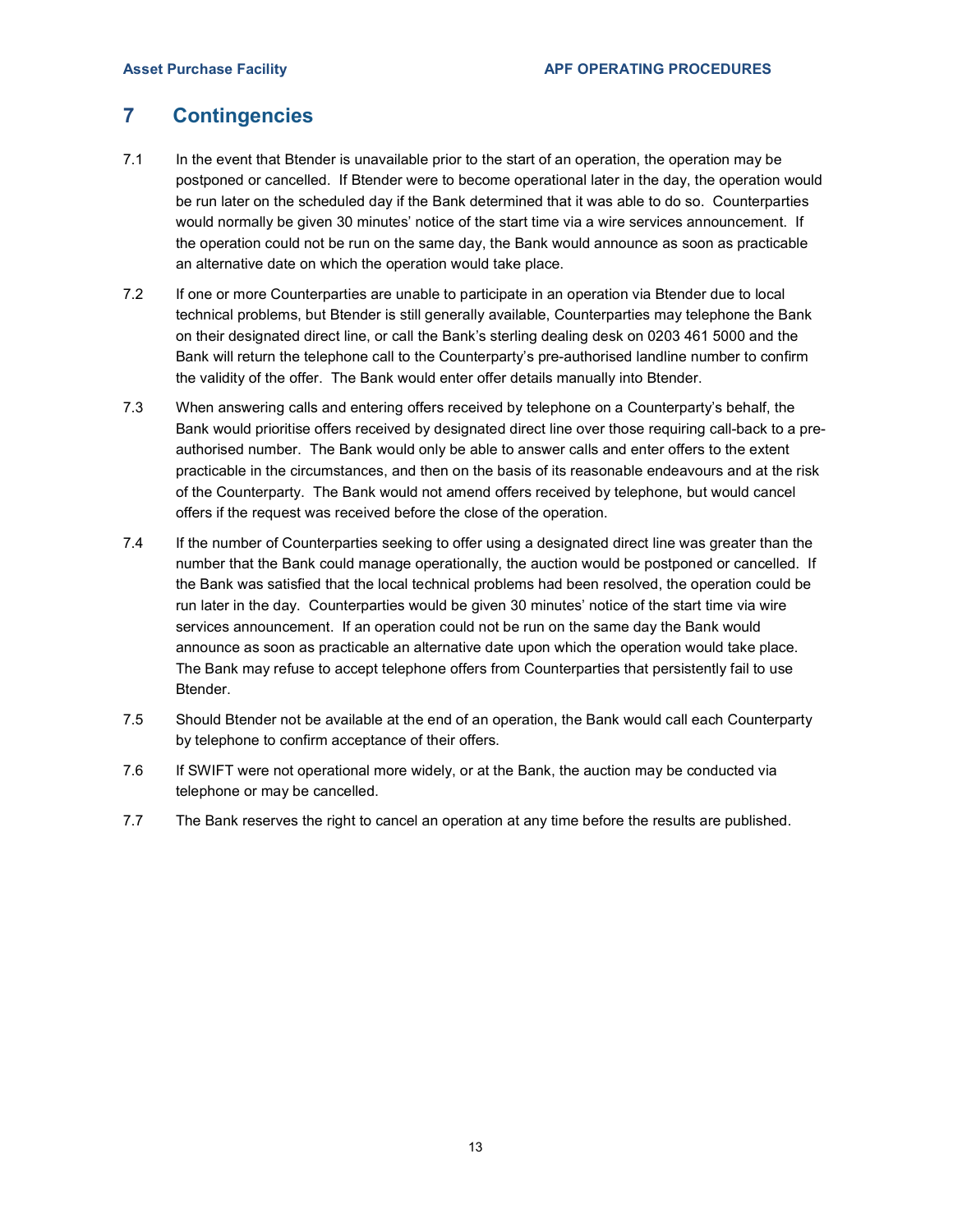# 7 Contingencies

7.1 In the event that Btender is unavailable prior to the start of an operation, the operation may be postponed or cancelled. If Btender were to become operational later in the day, the operation would be run later on the scheduled day if the Bank determined that it was able to do so. Counterparties would normally be given 30 minutes' notice of the start time via a wire services announcement. If the operation could not be run on the same day, the Bank would announce as soon as practicable an alternative date on which the operation would take place.

7.2 If one or more Counterparties are unable to participate in an operation via Btender due to local technical problems, but Btender is still generally available, Counterparties may telephone the Bank on their designated direct line, or call the Bank's sterling dealing desk on 0203 461 5000 and the Bank will return the telephone call to the Counterparty's pre-authorised landline number to confirm the validity of the offer. The Bank would enter offer details manually into Btender.

7.3 When answering calls and entering offers received by telephone on a Counterparty's behalf, the Bank would prioritise offers received by designated direct line over those requiring call-back to a pre-authorised number. The Bank would only be able to answer calls and enter offers to the extent practicable in the circumstances, and then on the basis of its reasonable endeavours and at the risk of the Counterparty. The Bank would not amend offers received by telephone, but would cancel offers if the request was received before the close of the operation.

7.4 If the number of Counterparties seeking to offer using a designated direct line was greater than the number that the Bank could manage operationally, the auction would be postponed or cancelled. If the Bank was satisfied that the local technical problems had been resolved, the operation could be run later in the day. Counterparties would be given 30 minutes' notice of the start time via wire services announcement. If an operation could not be run on the same day the Bank would announce as soon as practicable an alternative date upon which the operation would take place. The Bank may refuse to accept telephone offers from Counterparties that persistently fail to use Btender.

7.5 Should Btender not be available at the end of an operation, the Bank would call each Counterparty by telephone to confirm acceptance of their offers.

7.6 If SWIFT were not operational more widely, or at the Bank, the auction may be conducted via telephone or may be cancelled.

7.7 The Bank reserves the right to cancel an operation at any time before the results are published.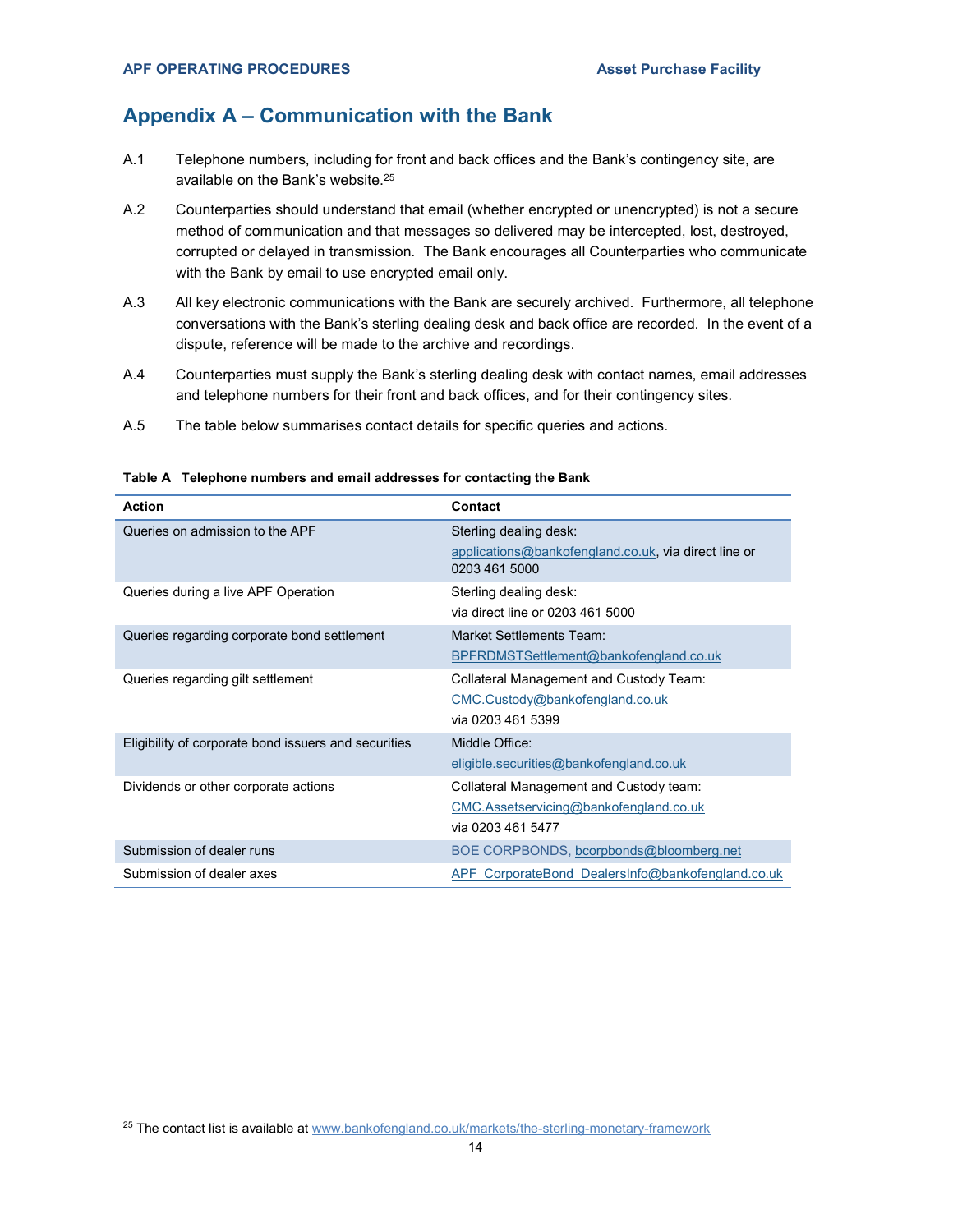# Appendix A – Communication with the Bank

A.1 Telephone numbers, including for front and back offices and the Bank's contingency site, are available on the Bank's website.[25]

A.2 Counterparties should understand that email (whether encrypted or unencrypted) is not a secure method of communication and that messages so delivered may be intercepted, lost, destroyed, corrupted or delayed in transmission. The Bank encourages all Counterparties who communicate with the Bank by email to use encrypted email only.

A.3 All key electronic communications with the Bank are securely archived. Furthermore, all telephone conversations with the Bank's sterling dealing desk and back office are recorded. In the event of a dispute, reference will be made to the archive and recordings.

A.4 Counterparties must supply the Bank's sterling dealing desk with contact names, email addresses and telephone numbers for their front and back offices, and for their contingency sites.

A.5 The table below summarises contact details for specific queries and actions.

**Table A Telephone numbers and email addresses for contacting the Bank**

| Action | Contact |
| --- | --- |
| Queries on admission to the APF | Sterling dealing desk: applications@bankofengland.co.uk, via direct line or 0203 461 5000 |
| Queries during a live APF Operation | Sterling dealing desk: via direct line or 0203 461 5000 |
| Queries regarding corporate bond settlement | Market Settlements Team: BPFRDMSTSettlement@bankofengland.co.uk |
| Queries regarding gilt settlement | Collateral Management and Custody Team: CMC.Custody@bankofengland.co.uk via 0203 461 5399 |
| Eligibility of corporate bond issuers and securities | Middle Office: eligible.securities@bankofengland.co.uk |
| Dividends or other corporate actions | Collateral Management and Custody team: CMC.Assetservicing@bankofengland.co.uk via 0203 461 5477 |
| Submission of dealer runs | BOE CORPBONDS, bcorpbonds@bloomberg.net |
| Submission of dealer axes | APF_CorporateBond_DealersInfo@bankofengland.co.uk |

[25] The contact list is available at www.bankofengland.co.uk/markets/the-sterling-monetary-framework